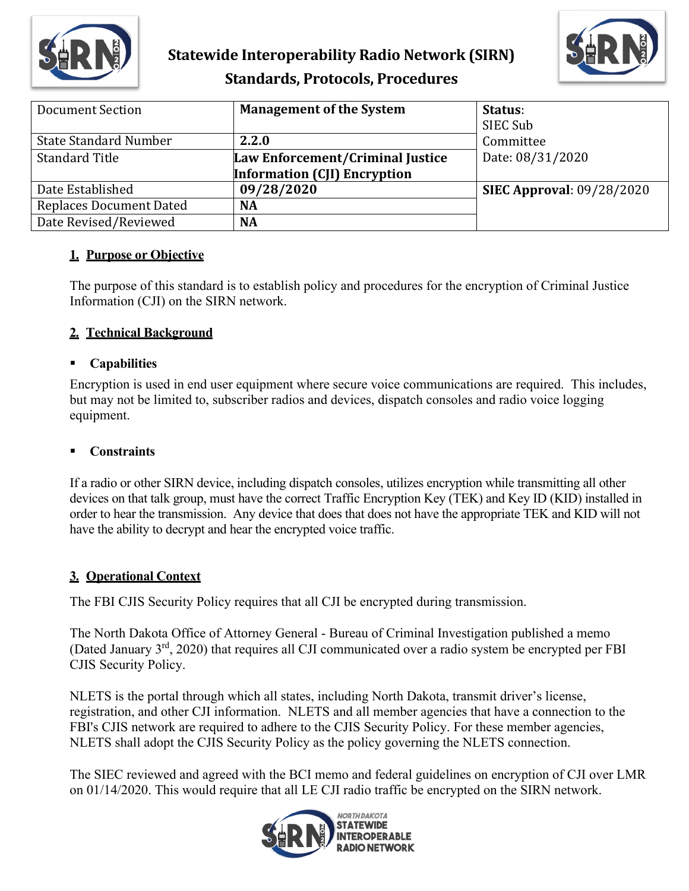# Statewide Interoperability Radio Network (SIRN)
## Standards, Protocols, Procedures

| Document Section | **Management of the System** | **Status**: SIEC Sub Committee Date: 08/31/2020 |
|---|---|---|
| State Standard Number | **2.2.0** | |
| Standard Title | **Law Enforcement/Criminal Justice Information (CJI) Encryption** | |
| Date Established | **09/28/2020** | **SIEC Approval**: 09/28/2020 |
| Replaces Document Dated | **NA** | |
| Date Revised/Reviewed | **NA** | |

### 1. Purpose or Objective

The purpose of this standard is to establish policy and procedures for the encryption of Criminal Justice Information (CJI) on the SIRN network.

### 2. Technical Background

- **Capabilities**

Encryption is used in end user equipment where secure voice communications are required. This includes, but may not be limited to, subscriber radios and devices, dispatch consoles and radio voice logging equipment.

- **Constraints**

If a radio or other SIRN device, including dispatch consoles, utilizes encryption while transmitting all other devices on that talk group, must have the correct Traffic Encryption Key (TEK) and Key ID (KID) installed in order to hear the transmission. Any device that does that does not have the appropriate TEK and KID will not have the ability to decrypt and hear the encrypted voice traffic.

### 3. Operational Context

The FBI CJIS Security Policy requires that all CJI be encrypted during transmission.

The North Dakota Office of Attorney General - Bureau of Criminal Investigation published a memo (Dated January 3rd, 2020) that requires all CJI communicated over a radio system be encrypted per FBI CJIS Security Policy.

NLETS is the portal through which all states, including North Dakota, transmit driver's license, registration, and other CJI information. NLETS and all member agencies that have a connection to the FBI's CJIS network are required to adhere to the CJIS Security Policy. For these member agencies, NLETS shall adopt the CJIS Security Policy as the policy governing the NLETS connection.

The SIEC reviewed and agreed with the BCI memo and federal guidelines on encryption of CJI over LMR on 01/14/2020. This would require that all LE CJI radio traffic be encrypted on the SIRN network.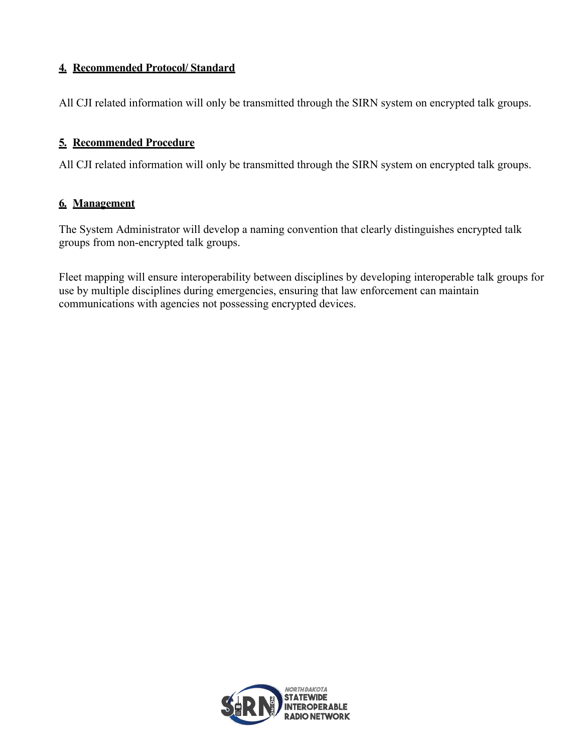## 4. Recommended Protocol/ Standard

All CJI related information will only be transmitted through the SIRN system on encrypted talk groups.

## 5. Recommended Procedure

All CJI related information will only be transmitted through the SIRN system on encrypted talk groups.

## 6. Management

The System Administrator will develop a naming convention that clearly distinguishes encrypted talk groups from non-encrypted talk groups.

Fleet mapping will ensure interoperability between disciplines by developing interoperable talk groups for use by multiple disciplines during emergencies, ensuring that law enforcement can maintain communications with agencies not possessing encrypted devices.